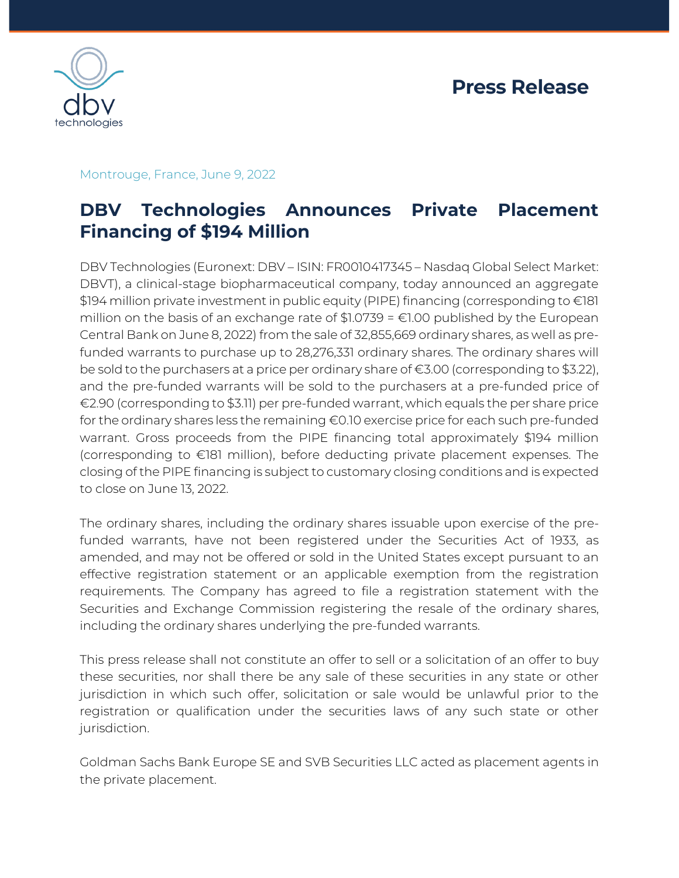**Press Release**

Montrouge, France, June 9, 2022

# DBV Technologies Announces Private Placement Financing of $194 Million

DBV Technologies (Euronext: DBV – ISIN: FR0010417345 – Nasdaq Global Select Market: DBVT), a clinical-stage biopharmaceutical company, today announced an aggregate $194 million private investment in public equity (PIPE) financing (corresponding to €181 million on the basis of an exchange rate of $1.0739 = €1.00 published by the European Central Bank on June 8, 2022) from the sale of 32,855,669 ordinary shares, as well as pre-funded warrants to purchase up to 28,276,331 ordinary shares. The ordinary shares will be sold to the purchasers at a price per ordinary share of €3.00 (corresponding to $3.22), and the pre-funded warrants will be sold to the purchasers at a pre-funded price of €2.90 (corresponding to $3.11) per pre-funded warrant, which equals the per share price for the ordinary shares less the remaining €0.10 exercise price for each such pre-funded warrant. Gross proceeds from the PIPE financing total approximately $194 million (corresponding to €181 million), before deducting private placement expenses. The closing of the PIPE financing is subject to customary closing conditions and is expected to close on June 13, 2022.

The ordinary shares, including the ordinary shares issuable upon exercise of the pre-funded warrants, have not been registered under the Securities Act of 1933, as amended, and may not be offered or sold in the United States except pursuant to an effective registration statement or an applicable exemption from the registration requirements. The Company has agreed to file a registration statement with the Securities and Exchange Commission registering the resale of the ordinary shares, including the ordinary shares underlying the pre-funded warrants.

This press release shall not constitute an offer to sell or a solicitation of an offer to buy these securities, nor shall there be any sale of these securities in any state or other jurisdiction in which such offer, solicitation or sale would be unlawful prior to the registration or qualification under the securities laws of any such state or other jurisdiction.

Goldman Sachs Bank Europe SE and SVB Securities LLC acted as placement agents in the private placement.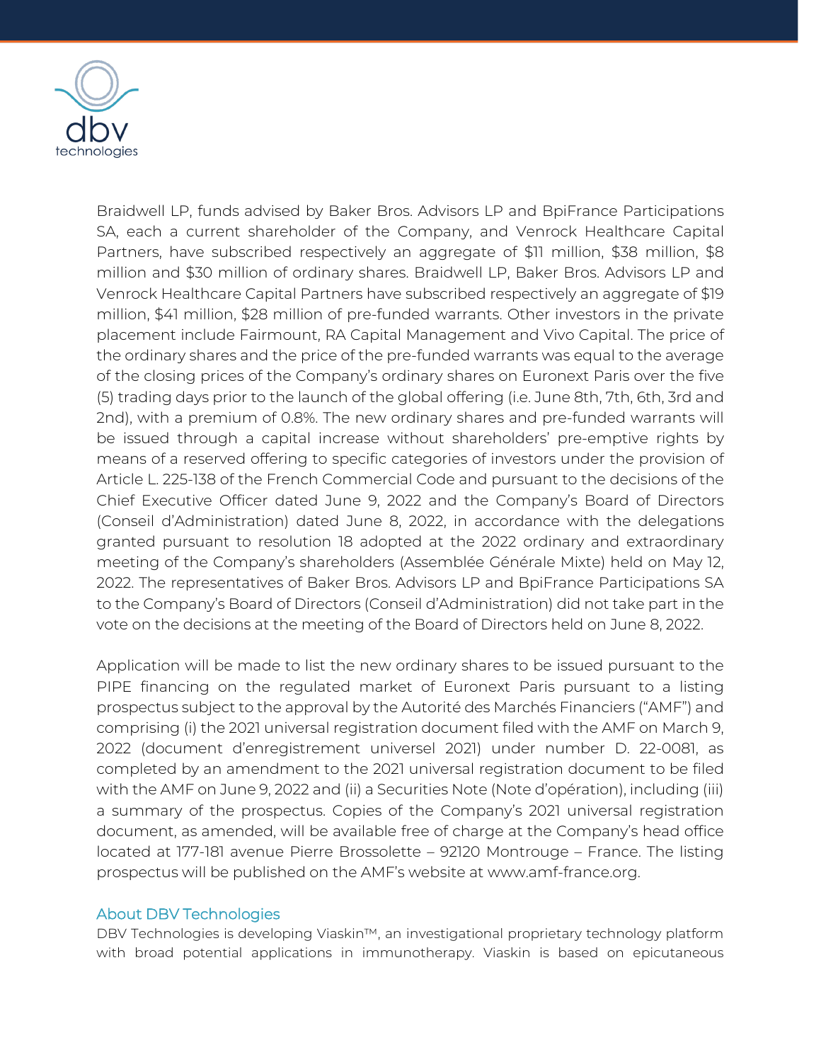Braidwell LP, funds advised by Baker Bros. Advisors LP and BpiFrance Participations SA, each a current shareholder of the Company, and Venrock Healthcare Capital Partners, have subscribed respectively an aggregate of $11 million, $38 million, $8 million and $30 million of ordinary shares. Braidwell LP, Baker Bros. Advisors LP and Venrock Healthcare Capital Partners have subscribed respectively an aggregate of $19 million, $41 million, $28 million of pre-funded warrants. Other investors in the private placement include Fairmount, RA Capital Management and Vivo Capital. The price of the ordinary shares and the price of the pre-funded warrants was equal to the average of the closing prices of the Company's ordinary shares on Euronext Paris over the five (5) trading days prior to the launch of the global offering (i.e. June 8th, 7th, 6th, 3rd and 2nd), with a premium of 0.8%. The new ordinary shares and pre-funded warrants will be issued through a capital increase without shareholders' pre-emptive rights by means of a reserved offering to specific categories of investors under the provision of Article L. 225-138 of the French Commercial Code and pursuant to the decisions of the Chief Executive Officer dated June 9, 2022 and the Company's Board of Directors (Conseil d'Administration) dated June 8, 2022, in accordance with the delegations granted pursuant to resolution 18 adopted at the 2022 ordinary and extraordinary meeting of the Company's shareholders (Assemblée Générale Mixte) held on May 12, 2022. The representatives of Baker Bros. Advisors LP and BpiFrance Participations SA to the Company's Board of Directors (Conseil d'Administration) did not take part in the vote on the decisions at the meeting of the Board of Directors held on June 8, 2022.

Application will be made to list the new ordinary shares to be issued pursuant to the PIPE financing on the regulated market of Euronext Paris pursuant to a listing prospectus subject to the approval by the Autorité des Marchés Financiers ("AMF") and comprising (i) the 2021 universal registration document filed with the AMF on March 9, 2022 (document d'enregistrement universel 2021) under number D. 22-0081, as completed by an amendment to the 2021 universal registration document to be filed with the AMF on June 9, 2022 and (ii) a Securities Note (Note d'opération), including (iii) a summary of the prospectus. Copies of the Company's 2021 universal registration document, as amended, will be available free of charge at the Company's head office located at 177-181 avenue Pierre Brossolette – 92120 Montrouge – France. The listing prospectus will be published on the AMF's website at www.amf-france.org.

## About DBV Technologies

DBV Technologies is developing Viaskin™, an investigational proprietary technology platform with broad potential applications in immunotherapy. Viaskin is based on epicutaneous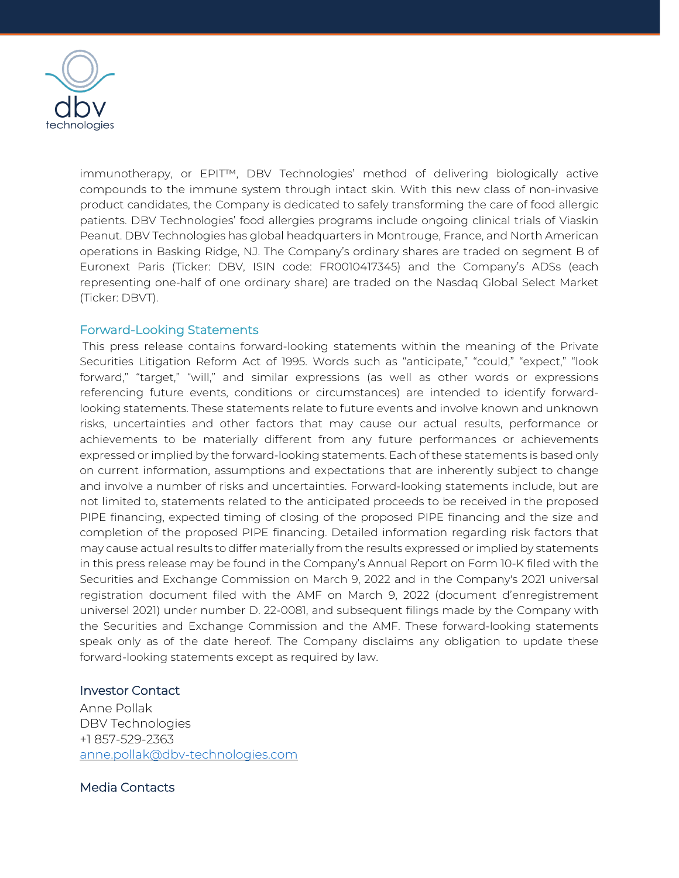immunotherapy, or EPIT™, DBV Technologies' method of delivering biologically active compounds to the immune system through intact skin. With this new class of non-invasive product candidates, the Company is dedicated to safely transforming the care of food allergic patients. DBV Technologies' food allergies programs include ongoing clinical trials of Viaskin Peanut. DBV Technologies has global headquarters in Montrouge, France, and North American operations in Basking Ridge, NJ. The Company's ordinary shares are traded on segment B of Euronext Paris (Ticker: DBV, ISIN code: FR0010417345) and the Company's ADSs (each representing one-half of one ordinary share) are traded on the Nasdaq Global Select Market (Ticker: DBVT).

## Forward-Looking Statements

This press release contains forward-looking statements within the meaning of the Private Securities Litigation Reform Act of 1995. Words such as "anticipate," "could," "expect," "look forward," "target," "will," and similar expressions (as well as other words or expressions referencing future events, conditions or circumstances) are intended to identify forward-looking statements. These statements relate to future events and involve known and unknown risks, uncertainties and other factors that may cause our actual results, performance or achievements to be materially different from any future performances or achievements expressed or implied by the forward-looking statements. Each of these statements is based only on current information, assumptions and expectations that are inherently subject to change and involve a number of risks and uncertainties. Forward-looking statements include, but are not limited to, statements related to the anticipated proceeds to be received in the proposed PIPE financing, expected timing of closing of the proposed PIPE financing and the size and completion of the proposed PIPE financing. Detailed information regarding risk factors that may cause actual results to differ materially from the results expressed or implied by statements in this press release may be found in the Company's Annual Report on Form 10-K filed with the Securities and Exchange Commission on March 9, 2022 and in the Company's 2021 universal registration document filed with the AMF on March 9, 2022 (document d'enregistrement universel 2021) under number D. 22-0081, and subsequent filings made by the Company with the Securities and Exchange Commission and the AMF. These forward-looking statements speak only as of the date hereof. The Company disclaims any obligation to update these forward-looking statements except as required by law.

## Investor Contact

Anne Pollak
DBV Technologies
+1 857-529-2363
anne.pollak@dbv-technologies.com

## Media Contacts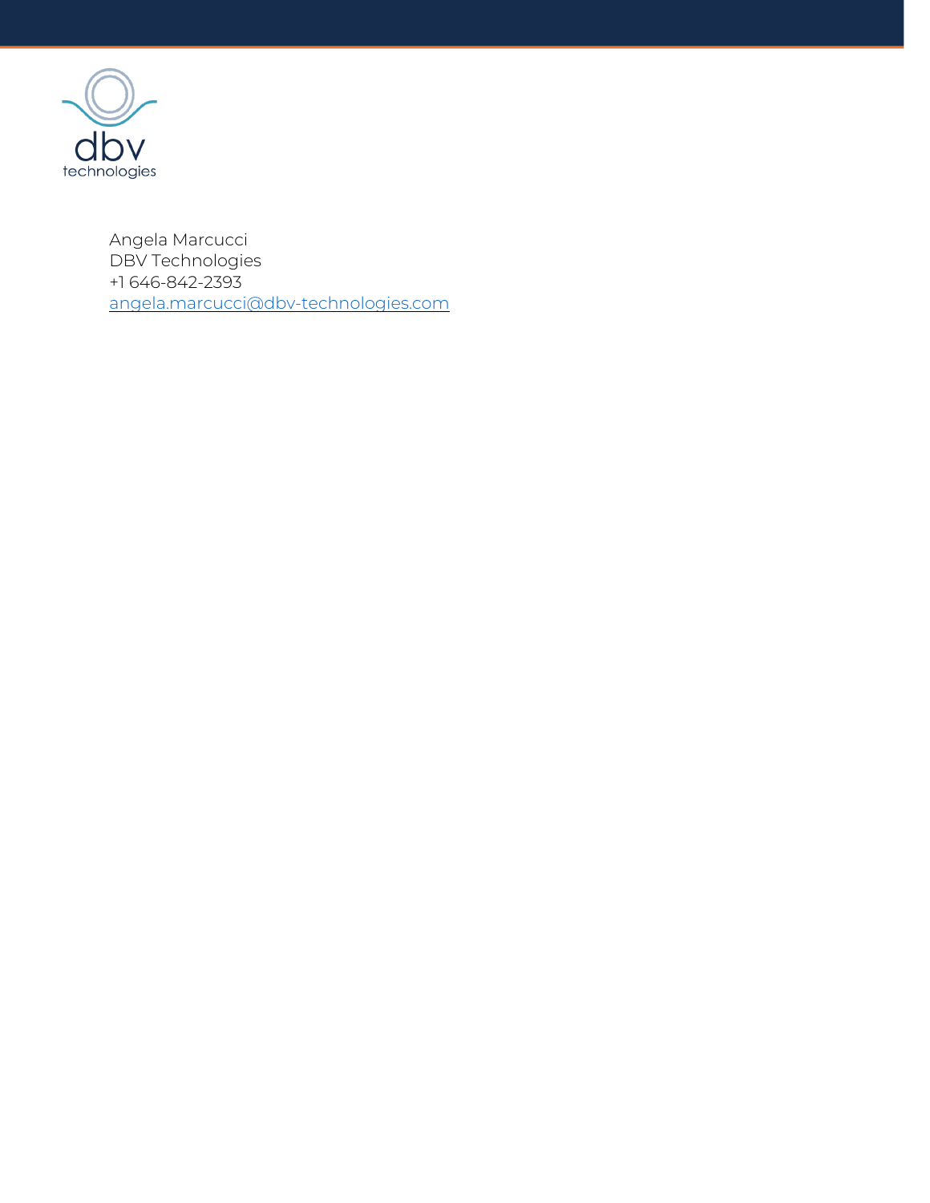Angela Marcucci
DBV Technologies
+1 646-842-2393
angela.marcucci@dbv-technologies.com